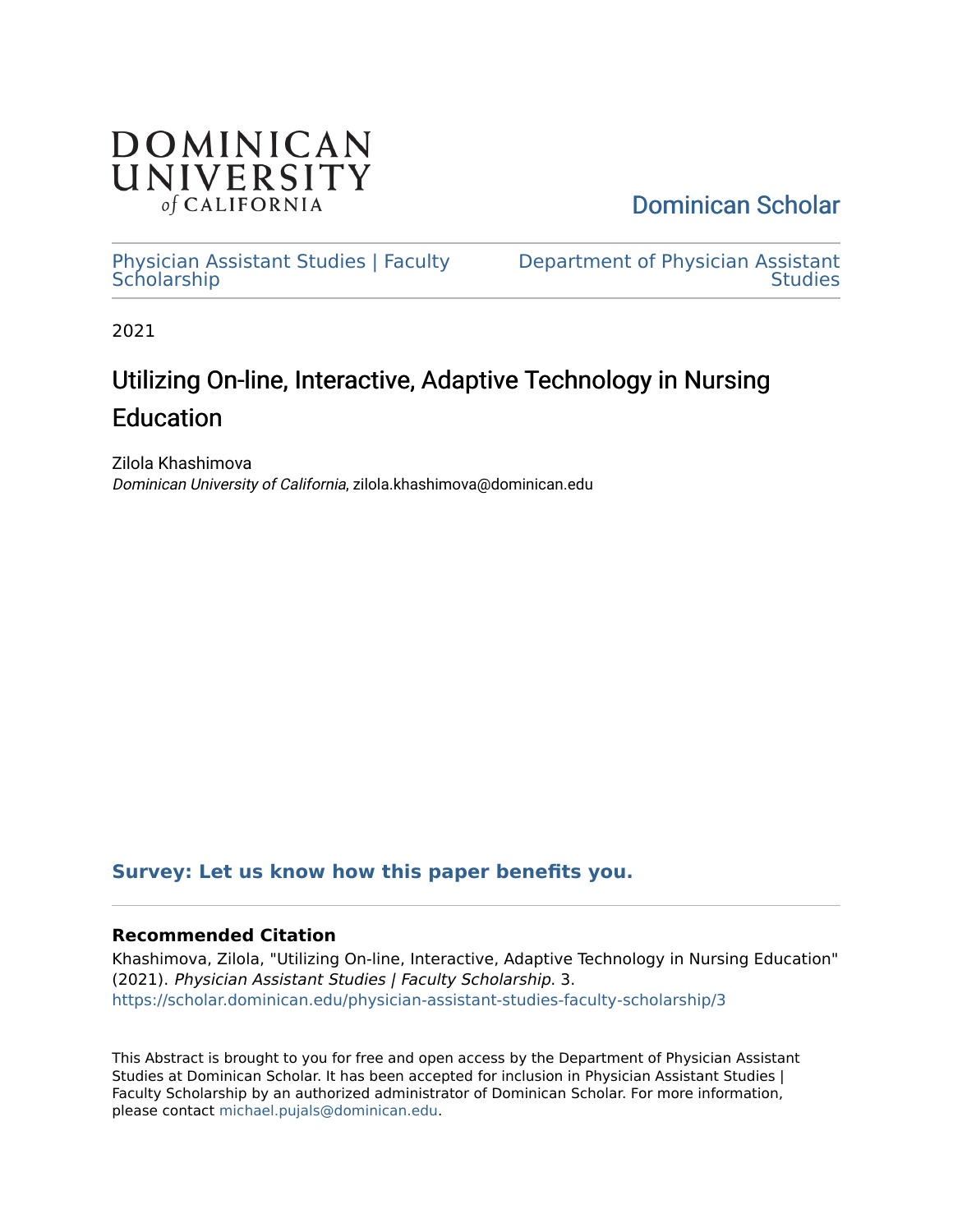DOMINICAN UNIVERSITY *of* CALIFORNIA

Dominican Scholar

Physician Assistant Studies | Faculty Scholarship

Department of Physician Assistant Studies

2021

# Utilizing On-line, Interactive, Adaptive Technology in Nursing Education

Zilola Khashimova
*Dominican University of California*, zilola.khashimova@dominican.edu

**Survey: Let us know how this paper benefits you.**

---

### Recommended Citation

Khashimova, Zilola, "Utilizing On-line, Interactive, Adaptive Technology in Nursing Education" (2021). *Physician Assistant Studies | Faculty Scholarship*. 3.
https://scholar.dominican.edu/physician-assistant-studies-faculty-scholarship/3

This Abstract is brought to you for free and open access by the Department of Physician Assistant Studies at Dominican Scholar. It has been accepted for inclusion in Physician Assistant Studies | Faculty Scholarship by an authorized administrator of Dominican Scholar. For more information, please contact michael.pujals@dominican.edu.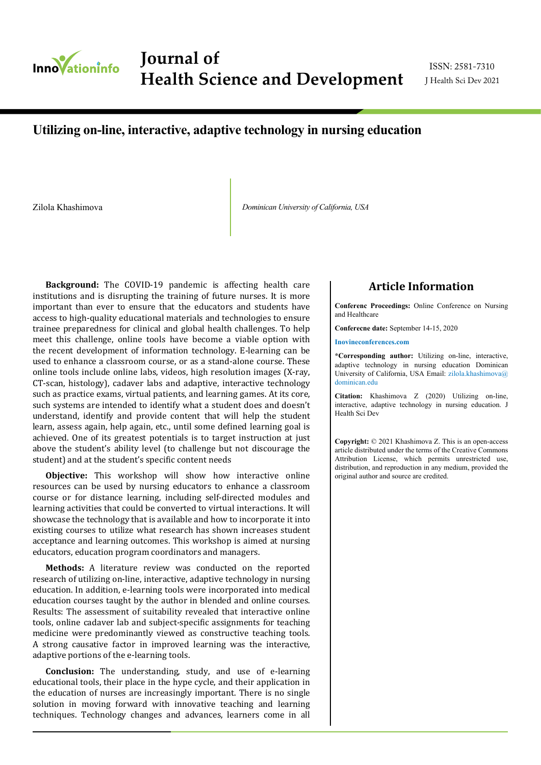# Utilizing on-line, interactive, adaptive technology in nursing education

Zilola Khashimova

*Dominican University of California, USA*

**Background:** The COVID-19 pandemic is affecting health care institutions and is disrupting the training of future nurses. It is more important than ever to ensure that the educators and students have access to high-quality educational materials and technologies to ensure trainee preparedness for clinical and global health challenges. To help meet this challenge, online tools have become a viable option with the recent development of information technology. E-learning can be used to enhance a classroom course, or as a stand-alone course. These online tools include online labs, videos, high resolution images (X-ray, CT-scan, histology), cadaver labs and adaptive, interactive technology such as practice exams, virtual patients, and learning games. At its core, such systems are intended to identify what a student does and doesn't understand, identify and provide content that will help the student learn, assess again, help again, etc., until some defined learning goal is achieved. One of its greatest potentials is to target instruction at just above the student's ability level (to challenge but not discourage the student) and at the student's specific content needs

**Objective:** This workshop will show how interactive online resources can be used by nursing educators to enhance a classroom course or for distance learning, including self-directed modules and learning activities that could be converted to virtual interactions. It will showcase the technology that is available and how to incorporate it into existing courses to utilize what research has shown increases student acceptance and learning outcomes. This workshop is aimed at nursing educators, education program coordinators and managers.

**Methods:** A literature review was conducted on the reported research of utilizing on-line, interactive, adaptive technology in nursing education. In addition, e-learning tools were incorporated into medical education courses taught by the author in blended and online courses. Results: The assessment of suitability revealed that interactive online tools, online cadaver lab and subject-specific assignments for teaching medicine were predominantly viewed as constructive teaching tools. A strong causative factor in improved learning was the interactive, adaptive portions of the e-learning tools.

**Conclusion:** The understanding, study, and use of e-learning educational tools, their place in the hype cycle, and their application in the education of nurses are increasingly important. There is no single solution in moving forward with innovative teaching and learning techniques. Technology changes and advances, learners come in all

## Article Information

**Conferenc Proceedings:** Online Conference on Nursing and Healthcare

**Conferecne date:** September 14-15, 2020

**Inovineconferences.com**

***Corresponding author:** Utilizing on-line, interactive, adaptive technology in nursing education Dominican University of California, USA Email: zilola.khashimova@dominican.edu

**Citation:** Khashimova Z (2020) Utilizing on-line, interactive, adaptive technology in nursing education. J Health Sci Dev

**Copyright:** © 2021 Khashimova Z. This is an open-access article distributed under the terms of the Creative Commons Attribution License, which permits unrestricted use, distribution, and reproduction in any medium, provided the original author and source are credited.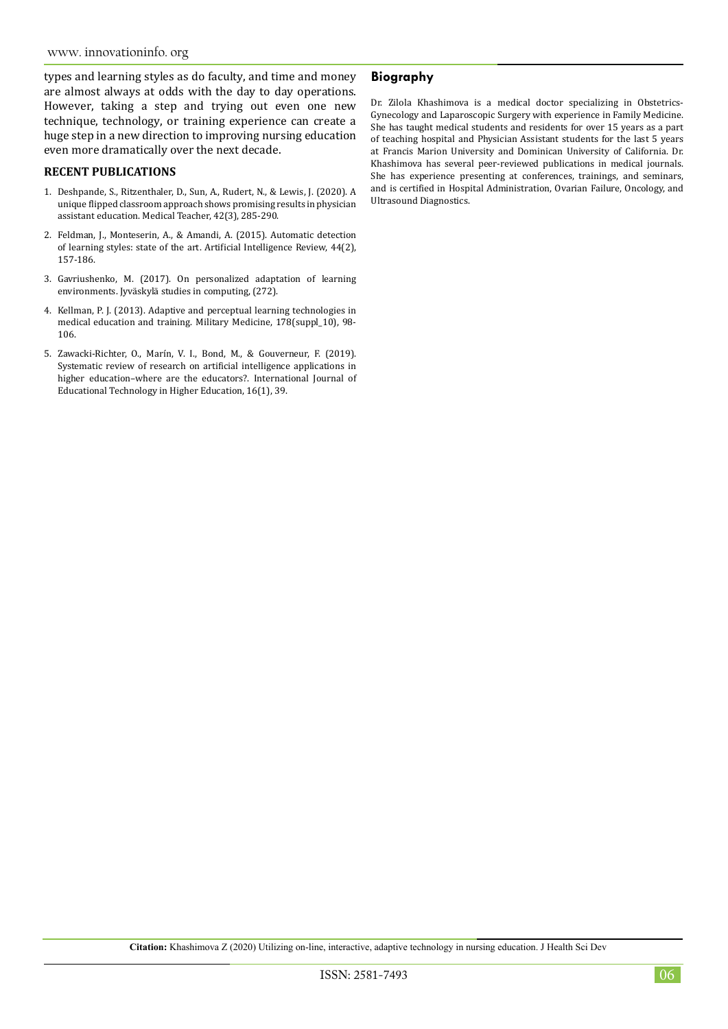types and learning styles as do faculty, and time and money are almost always at odds with the day to day operations. However, taking a step and trying out even one new technique, technology, or training experience can create a huge step in a new direction to improving nursing education even more dramatically over the next decade.

## RECENT PUBLICATIONS

1. Deshpande, S., Ritzenthaler, D., Sun, A., Rudert, N., & Lewis, J. (2020). A unique flipped classroom approach shows promising results in physician assistant education. Medical Teacher, 42(3), 285-290.
2. Feldman, J., Monteserin, A., & Amandi, A. (2015). Automatic detection of learning styles: state of the art. Artificial Intelligence Review, 44(2), 157-186.
3. Gavriushenko, M. (2017). On personalized adaptation of learning environments. Jyväskylä studies in computing, (272).
4. Kellman, P. J. (2013). Adaptive and perceptual learning technologies in medical education and training. Military Medicine, 178(suppl_10), 98-106.
5. Zawacki-Richter, O., Marín, V. I., Bond, M., & Gouverneur, F. (2019). Systematic review of research on artificial intelligence applications in higher education–where are the educators?. International Journal of Educational Technology in Higher Education, 16(1), 39.

## Biography

Dr. Zilola Khashimova is a medical doctor specializing in Obstetrics-Gynecology and Laparoscopic Surgery with experience in Family Medicine. She has taught medical students and residents for over 15 years as a part of teaching hospital and Physician Assistant students for the last 5 years at Francis Marion University and Dominican University of California. Dr. Khashimova has several peer-reviewed publications in medical journals. She has experience presenting at conferences, trainings, and seminars, and is certified in Hospital Administration, Ovarian Failure, Oncology, and Ultrasound Diagnostics.

**Citation:** Khashimova Z (2020) Utilizing on-line, interactive, adaptive technology in nursing education. J Health Sci Dev